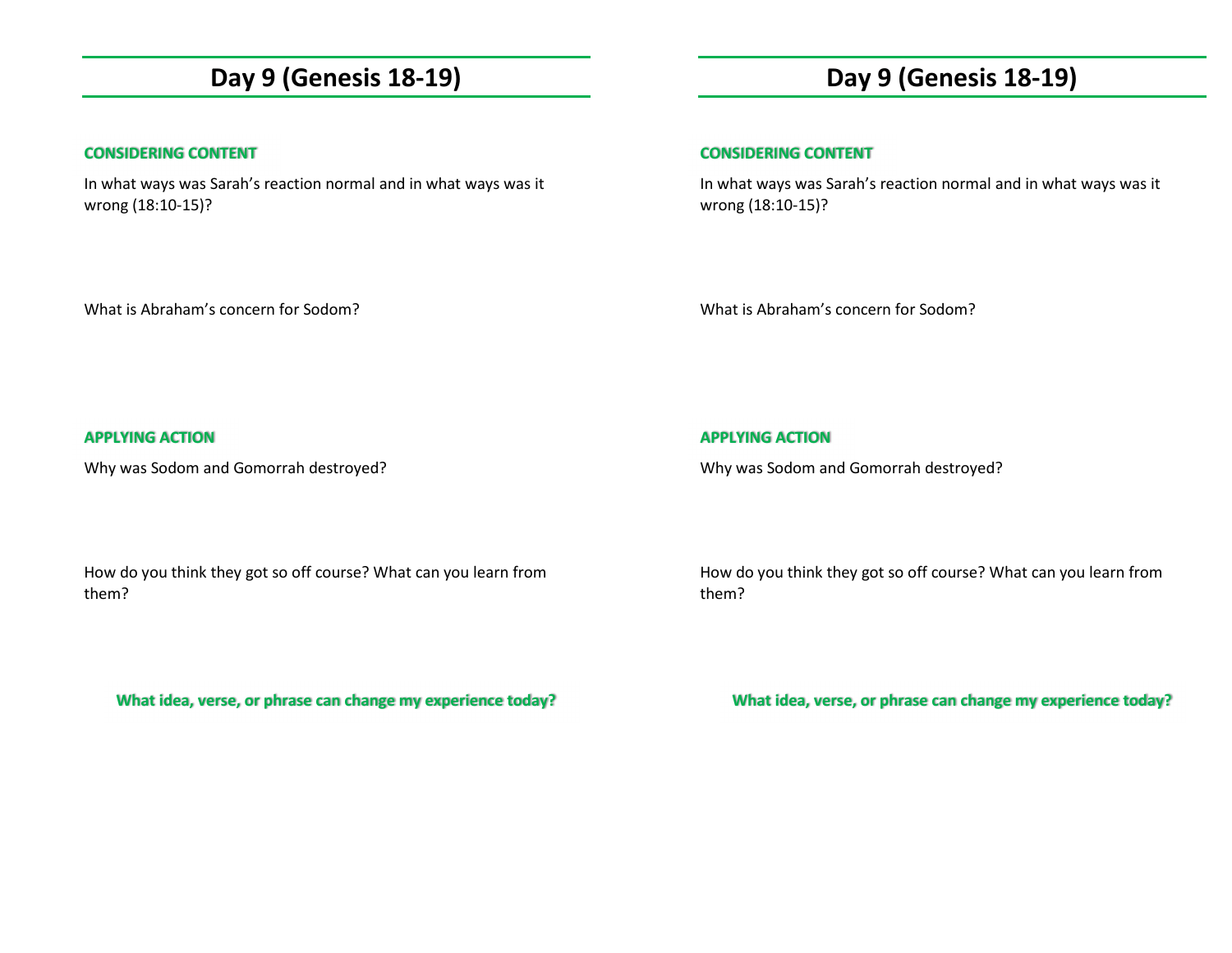# Day 9 (Genesis 18-19)

**CONSIDERING CONTENT**

In what ways was Sarah's reaction normal and in what ways was it wrong (18:10-15)?

What is Abraham's concern for Sodom?

**APPLYING ACTION**

Why was Sodom and Gomorrah destroyed?

How do you think they got so off course? What can you learn from them?

**What idea, verse, or phrase can change my experience today?**

# Day 9 (Genesis 18-19)

**CONSIDERING CONTENT**

In what ways was Sarah's reaction normal and in what ways was it wrong (18:10-15)?

What is Abraham's concern for Sodom?

**APPLYING ACTION**

Why was Sodom and Gomorrah destroyed?

How do you think they got so off course? What can you learn from them?

**What idea, verse, or phrase can change my experience today?**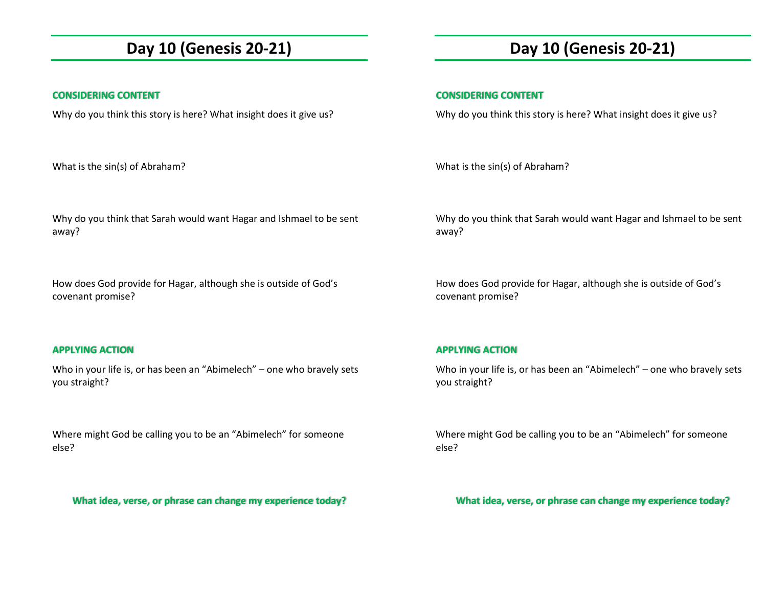# Day 10 (Genesis 20-21)

### CONSIDERING CONTENT

Why do you think this story is here? What insight does it give us?

What is the sin(s) of Abraham?

Why do you think that Sarah would want Hagar and Ishmael to be sent away?

How does God provide for Hagar, although she is outside of God's covenant promise?

### APPLYING ACTION

Who in your life is, or has been an "Abimelech" – one who bravely sets you straight?

Where might God be calling you to be an "Abimelech" for someone else?

**What idea, verse, or phrase can change my experience today?**

# Day 10 (Genesis 20-21)

### CONSIDERING CONTENT

Why do you think this story is here? What insight does it give us?

What is the sin(s) of Abraham?

Why do you think that Sarah would want Hagar and Ishmael to be sent away?

How does God provide for Hagar, although she is outside of God's covenant promise?

### APPLYING ACTION

Who in your life is, or has been an "Abimelech" – one who bravely sets you straight?

Where might God be calling you to be an "Abimelech" for someone else?

**What idea, verse, or phrase can change my experience today?**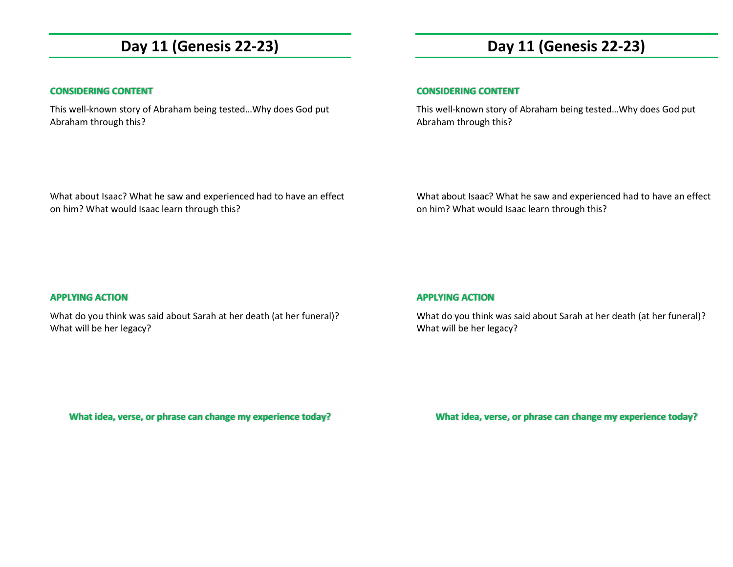# Day 11 (Genesis 22-23)

**CONSIDERING CONTENT**

This well-known story of Abraham being tested…Why does God put Abraham through this?

What about Isaac? What he saw and experienced had to have an effect on him? What would Isaac learn through this?

**APPLYING ACTION**

What do you think was said about Sarah at her death (at her funeral)? What will be her legacy?

**What idea, verse, or phrase can change my experience today?**

# Day 11 (Genesis 22-23)

**CONSIDERING CONTENT**

This well-known story of Abraham being tested…Why does God put Abraham through this?

What about Isaac? What he saw and experienced had to have an effect on him? What would Isaac learn through this?

**APPLYING ACTION**

What do you think was said about Sarah at her death (at her funeral)? What will be her legacy?

**What idea, verse, or phrase can change my experience today?**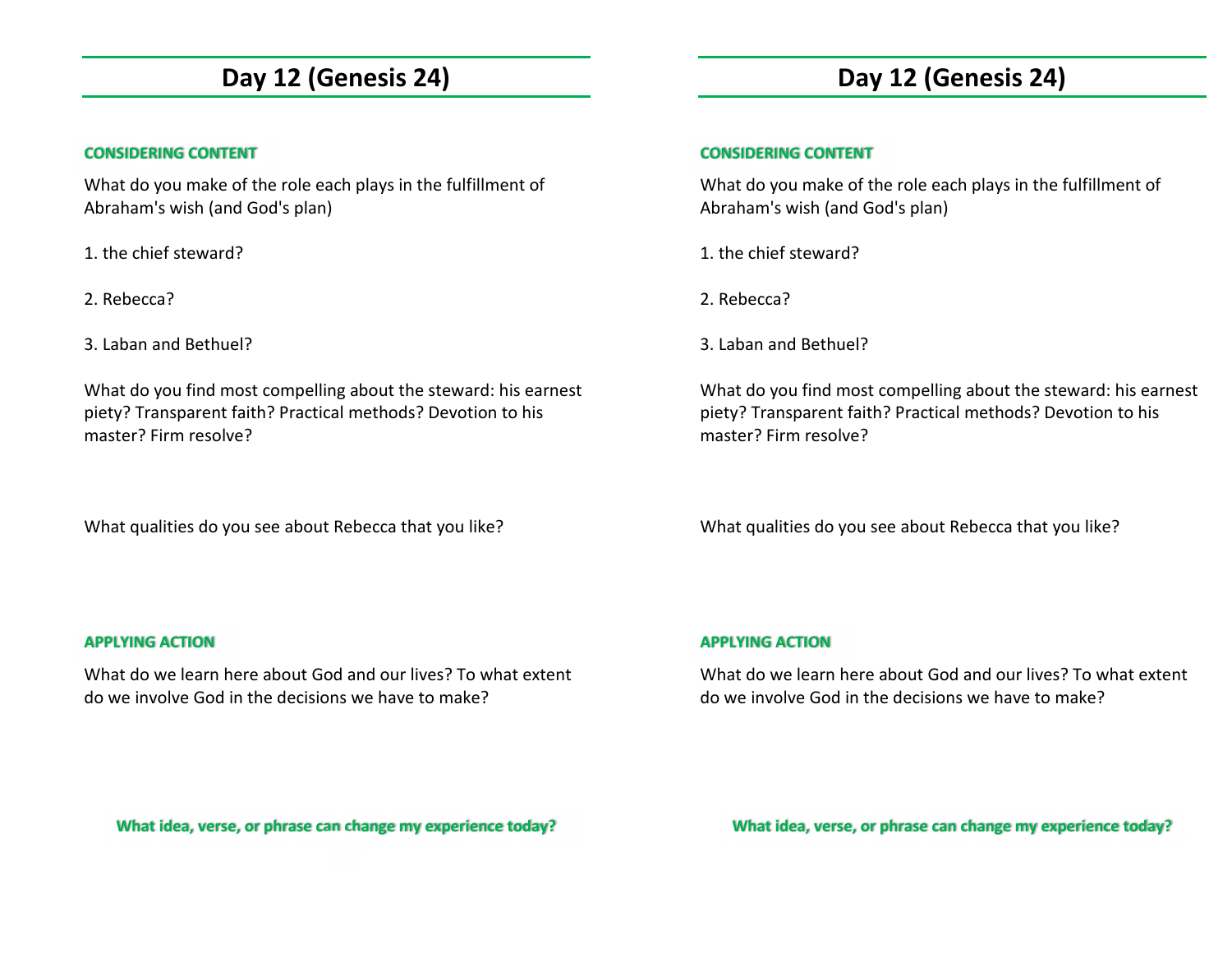# Day 12 (Genesis 24)

### CONSIDERING CONTENT

What do you make of the role each plays in the fulfillment of Abraham's wish (and God's plan)

1. the chief steward?

2. Rebecca?

3. Laban and Bethuel?

What do you find most compelling about the steward: his earnest piety? Transparent faith? Practical methods? Devotion to his master? Firm resolve?

What qualities do you see about Rebecca that you like?

### APPLYING ACTION

What do we learn here about God and our lives? To what extent do we involve God in the decisions we have to make?

**What idea, verse, or phrase can change my experience today?**

# Day 12 (Genesis 24)

### CONSIDERING CONTENT

What do you make of the role each plays in the fulfillment of Abraham's wish (and God's plan)

1. the chief steward?

2. Rebecca?

3. Laban and Bethuel?

What do you find most compelling about the steward: his earnest piety? Transparent faith? Practical methods? Devotion to his master? Firm resolve?

What qualities do you see about Rebecca that you like?

### APPLYING ACTION

What do we learn here about God and our lives? To what extent do we involve God in the decisions we have to make?

**What idea, verse, or phrase can change my experience today?**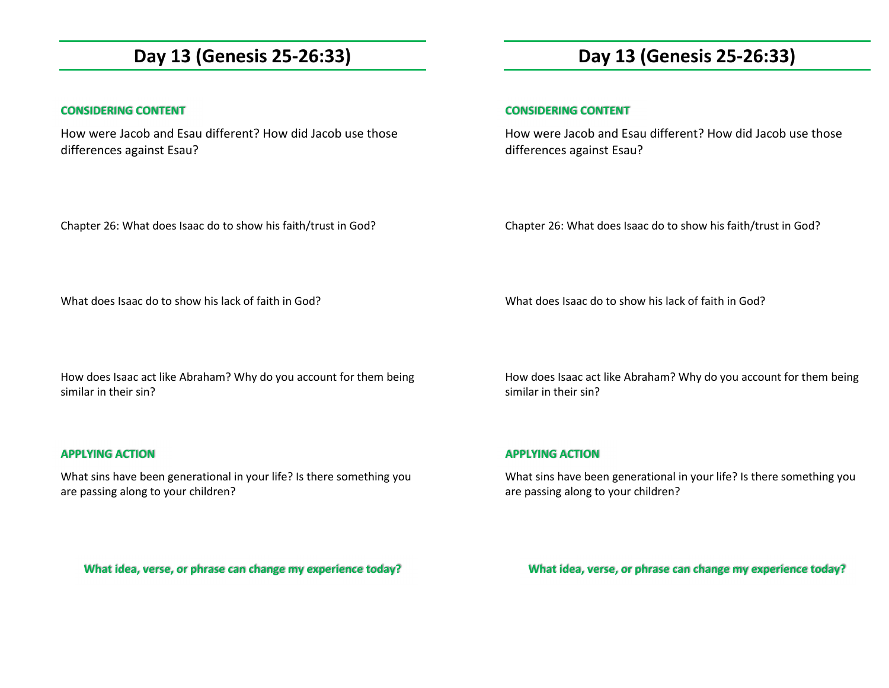# Day 13 (Genesis 25-26:33)

**CONSIDERING CONTENT**

How were Jacob and Esau different? How did Jacob use those differences against Esau?

Chapter 26: What does Isaac do to show his faith/trust in God?

What does Isaac do to show his lack of faith in God?

How does Isaac act like Abraham? Why do you account for them being similar in their sin?

**APPLYING ACTION**

What sins have been generational in your life? Is there something you are passing along to your children?

**What idea, verse, or phrase can change my experience today?**

# Day 13 (Genesis 25-26:33)

**CONSIDERING CONTENT**

How were Jacob and Esau different? How did Jacob use those differences against Esau?

Chapter 26: What does Isaac do to show his faith/trust in God?

What does Isaac do to show his lack of faith in God?

How does Isaac act like Abraham? Why do you account for them being similar in their sin?

**APPLYING ACTION**

What sins have been generational in your life? Is there something you are passing along to your children?

**What idea, verse, or phrase can change my experience today?**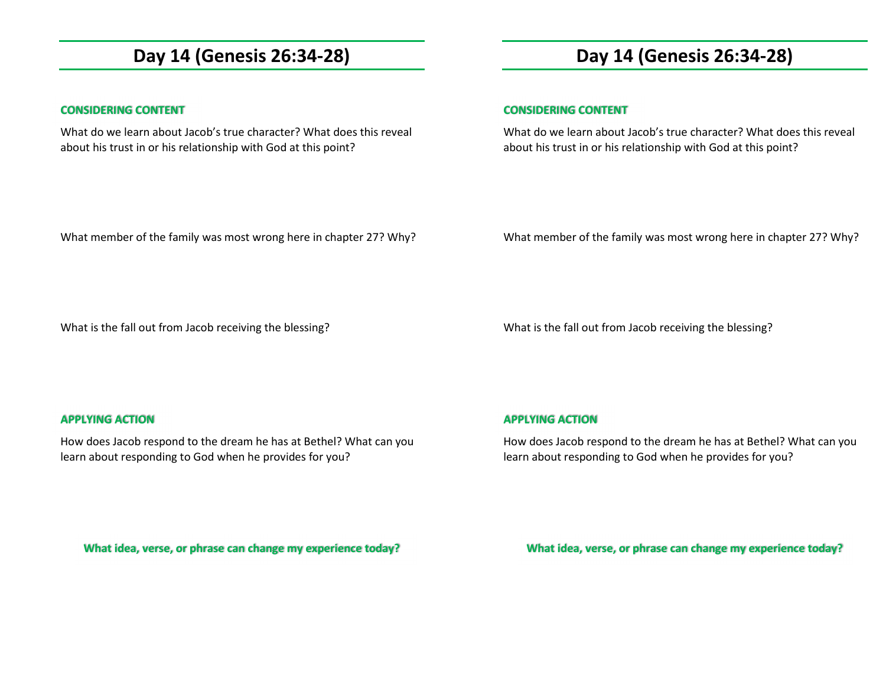# Day 14 (Genesis 26:34-28)

**CONSIDERING CONTENT**

What do we learn about Jacob's true character? What does this reveal about his trust in or his relationship with God at this point?

What member of the family was most wrong here in chapter 27? Why?

What is the fall out from Jacob receiving the blessing?

**APPLYING ACTION**

How does Jacob respond to the dream he has at Bethel? What can you learn about responding to God when he provides for you?

**What idea, verse, or phrase can change my experience today?**

# Day 14 (Genesis 26:34-28)

**CONSIDERING CONTENT**

What do we learn about Jacob's true character? What does this reveal about his trust in or his relationship with God at this point?

What member of the family was most wrong here in chapter 27? Why?

What is the fall out from Jacob receiving the blessing?

**APPLYING ACTION**

How does Jacob respond to the dream he has at Bethel? What can you learn about responding to God when he provides for you?

**What idea, verse, or phrase can change my experience today?**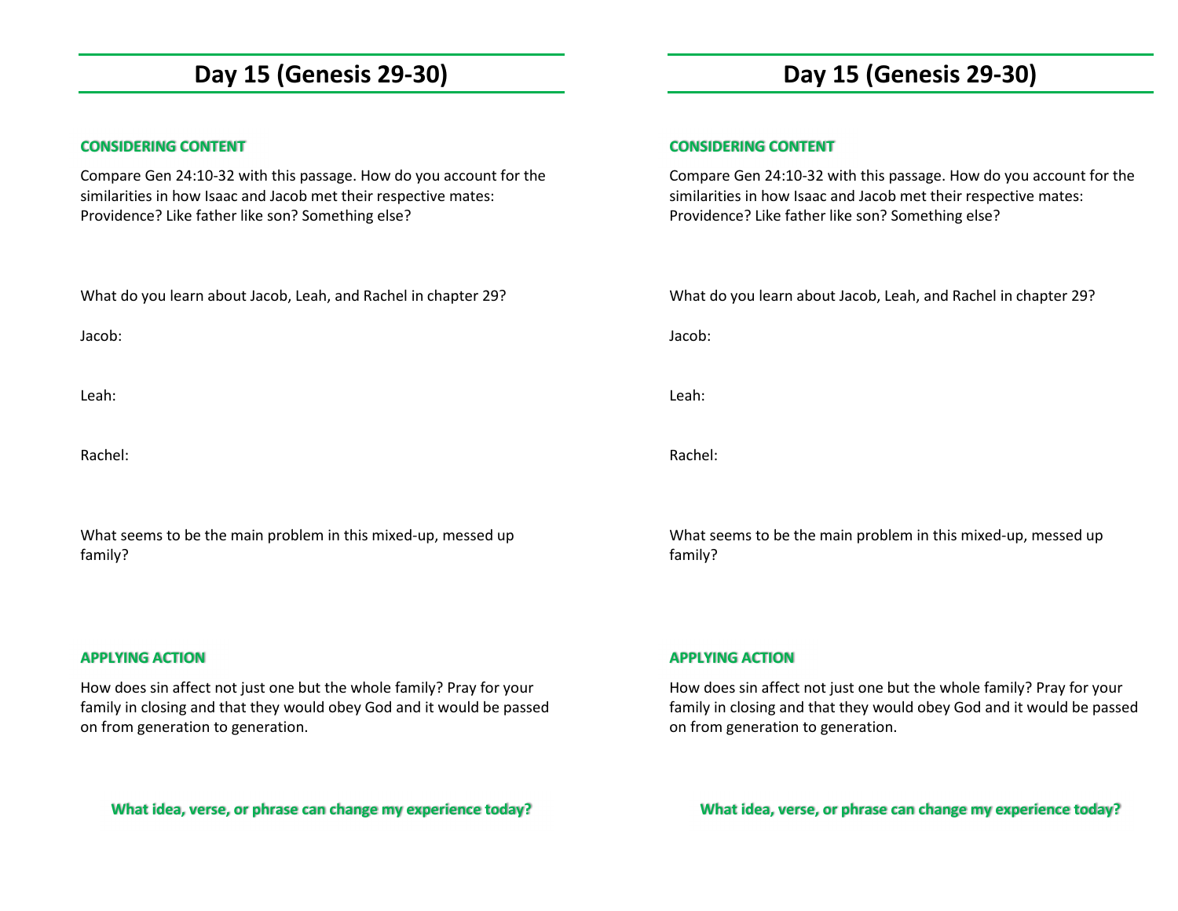# Day 15 (Genesis 29-30)

**CONSIDERING CONTENT**

Compare Gen 24:10-32 with this passage. How do you account for the similarities in how Isaac and Jacob met their respective mates: Providence? Like father like son? Something else?

What do you learn about Jacob, Leah, and Rachel in chapter 29?

Jacob:

Leah:

Rachel:

What seems to be the main problem in this mixed-up, messed up family?

**APPLYING ACTION**

How does sin affect not just one but the whole family? Pray for your family in closing and that they would obey God and it would be passed on from generation to generation.

**What idea, verse, or phrase can change my experience today?**

# Day 15 (Genesis 29-30)

**CONSIDERING CONTENT**

Compare Gen 24:10-32 with this passage. How do you account for the similarities in how Isaac and Jacob met their respective mates: Providence? Like father like son? Something else?

What do you learn about Jacob, Leah, and Rachel in chapter 29?

Jacob:

Leah:

Rachel:

What seems to be the main problem in this mixed-up, messed up family?

**APPLYING ACTION**

How does sin affect not just one but the whole family? Pray for your family in closing and that they would obey God and it would be passed on from generation to generation.

**What idea, verse, or phrase can change my experience today?**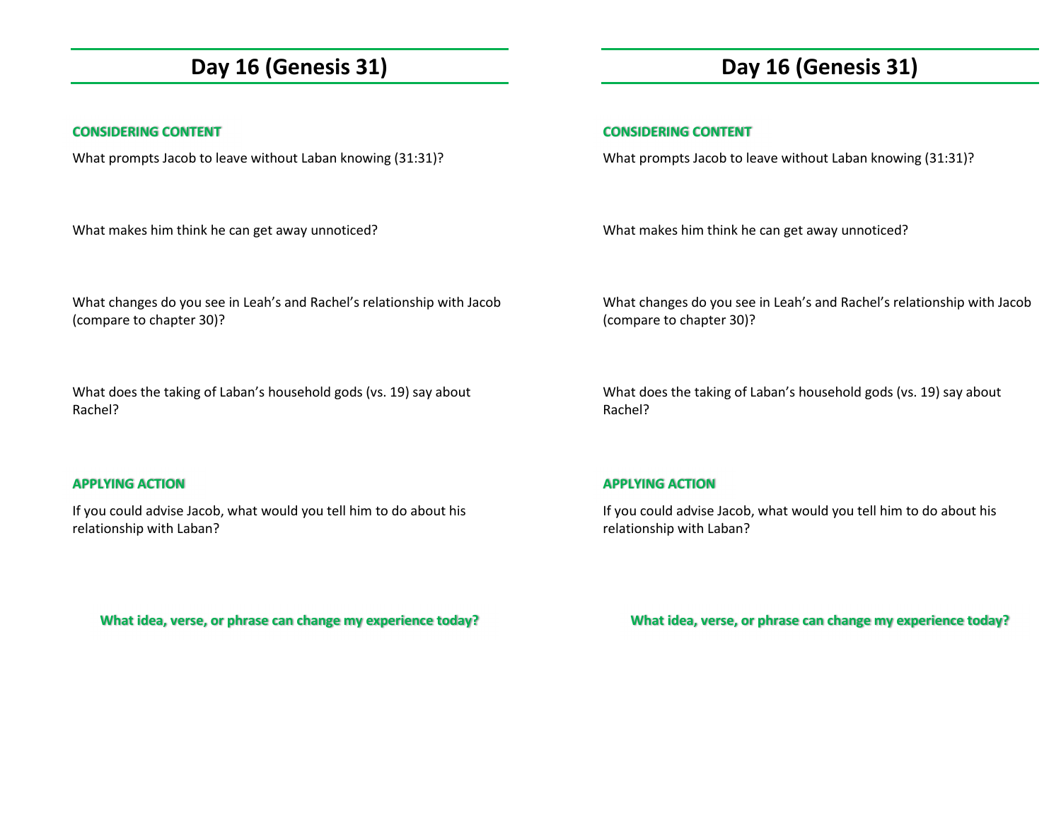# Day 16 (Genesis 31)

**CONSIDERING CONTENT**

What prompts Jacob to leave without Laban knowing (31:31)?

What makes him think he can get away unnoticed?

What changes do you see in Leah's and Rachel's relationship with Jacob (compare to chapter 30)?

What does the taking of Laban's household gods (vs. 19) say about Rachel?

**APPLYING ACTION**

If you could advise Jacob, what would you tell him to do about his relationship with Laban?

**What idea, verse, or phrase can change my experience today?**

# Day 16 (Genesis 31)

**CONSIDERING CONTENT**

What prompts Jacob to leave without Laban knowing (31:31)?

What makes him think he can get away unnoticed?

What changes do you see in Leah's and Rachel's relationship with Jacob (compare to chapter 30)?

What does the taking of Laban's household gods (vs. 19) say about Rachel?

**APPLYING ACTION**

If you could advise Jacob, what would you tell him to do about his relationship with Laban?

**What idea, verse, or phrase can change my experience today?**